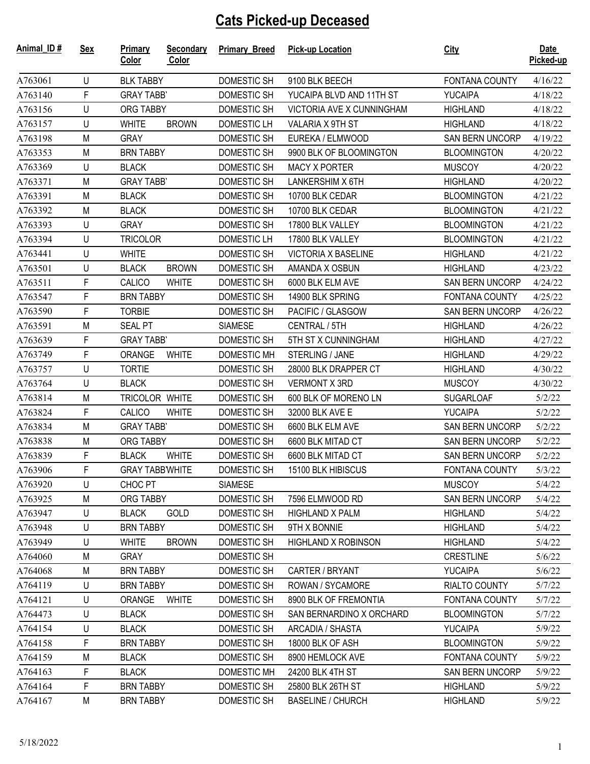# Cats Picked-up Deceased

| Animal_ID # | Sex | Primary Color | Secondary Color | Primary_Breed | Pick-up Location | City | Date Picked-up |
|---|---|---|---|---|---|---|---|
| A763061 | U | BLK TABBY | | DOMESTIC SH | 9100 BLK BEECH | FONTANA COUNTY | 4/16/22 |
| A763140 | F | GRAY TABB' | | DOMESTIC SH | YUCAIPA BLVD AND 11TH ST | YUCAIPA | 4/18/22 |
| A763156 | U | ORG TABBY | | DOMESTIC SH | VICTORIA AVE X CUNNINGHAM | HIGHLAND | 4/18/22 |
| A763157 | U | WHITE | BROWN | DOMESTIC LH | VALARIA X 9TH ST | HIGHLAND | 4/18/22 |
| A763198 | M | GRAY | | DOMESTIC SH | EUREKA / ELMWOOD | SAN BERN UNCORP | 4/19/22 |
| A763353 | M | BRN TABBY | | DOMESTIC SH | 9900 BLK OF BLOOMINGTON | BLOOMINGTON | 4/20/22 |
| A763369 | U | BLACK | | DOMESTIC SH | MACY X PORTER | MUSCOY | 4/20/22 |
| A763371 | M | GRAY TABB' | | DOMESTIC SH | LANKERSHIM X 6TH | HIGHLAND | 4/20/22 |
| A763391 | M | BLACK | | DOMESTIC SH | 10700 BLK CEDAR | BLOOMINGTON | 4/21/22 |
| A763392 | M | BLACK | | DOMESTIC SH | 10700 BLK CEDAR | BLOOMINGTON | 4/21/22 |
| A763393 | U | GRAY | | DOMESTIC SH | 17800 BLK VALLEY | BLOOMINGTON | 4/21/22 |
| A763394 | U | TRICOLOR | | DOMESTIC LH | 17800 BLK VALLEY | BLOOMINGTON | 4/21/22 |
| A763441 | U | WHITE | | DOMESTIC SH | VICTORIA X BASELINE | HIGHLAND | 4/21/22 |
| A763501 | U | BLACK | BROWN | DOMESTIC SH | AMANDA X OSBUN | HIGHLAND | 4/23/22 |
| A763511 | F | CALICO | WHITE | DOMESTIC SH | 6000 BLK ELM AVE | SAN BERN UNCORP | 4/24/22 |
| A763547 | F | BRN TABBY | | DOMESTIC SH | 14900 BLK SPRING | FONTANA COUNTY | 4/25/22 |
| A763590 | F | TORBIE | | DOMESTIC SH | PACIFIC / GLASGOW | SAN BERN UNCORP | 4/26/22 |
| A763591 | M | SEAL PT | | SIAMESE | CENTRAL / 5TH | HIGHLAND | 4/26/22 |
| A763639 | F | GRAY TABB' | | DOMESTIC SH | 5TH ST X CUNNINGHAM | HIGHLAND | 4/27/22 |
| A763749 | F | ORANGE | WHITE | DOMESTIC MH | STERLING / JANE | HIGHLAND | 4/29/22 |
| A763757 | U | TORTIE | | DOMESTIC SH | 28000 BLK DRAPPER CT | HIGHLAND | 4/30/22 |
| A763764 | U | BLACK | | DOMESTIC SH | VERMONT X 3RD | MUSCOY | 4/30/22 |
| A763814 | M | TRICOLOR | WHITE | DOMESTIC SH | 600 BLK OF MORENO LN | SUGARLOAF | 5/2/22 |
| A763824 | F | CALICO | WHITE | DOMESTIC SH | 32000 BLK AVE E | YUCAIPA | 5/2/22 |
| A763834 | M | GRAY TABB' | | DOMESTIC SH | 6600 BLK ELM AVE | SAN BERN UNCORP | 5/2/22 |
| A763838 | M | ORG TABBY | | DOMESTIC SH | 6600 BLK MITAD CT | SAN BERN UNCORP | 5/2/22 |
| A763839 | F | BLACK | WHITE | DOMESTIC SH | 6600 BLK MITAD CT | SAN BERN UNCORP | 5/2/22 |
| A763906 | F | GRAY TABB' | WHITE | DOMESTIC SH | 15100 BLK HIBISCUS | FONTANA COUNTY | 5/3/22 |
| A763920 | U | CHOC PT | | SIAMESE | | MUSCOY | 5/4/22 |
| A763925 | M | ORG TABBY | | DOMESTIC SH | 7596 ELMWOOD RD | SAN BERN UNCORP | 5/4/22 |
| A763947 | U | BLACK | GOLD | DOMESTIC SH | HIGHLAND X PALM | HIGHLAND | 5/4/22 |
| A763948 | U | BRN TABBY | | DOMESTIC SH | 9TH X BONNIE | HIGHLAND | 5/4/22 |
| A763949 | U | WHITE | BROWN | DOMESTIC SH | HIGHLAND X ROBINSON | HIGHLAND | 5/4/22 |
| A764060 | M | GRAY | | DOMESTIC SH | | CRESTLINE | 5/6/22 |
| A764068 | M | BRN TABBY | | DOMESTIC SH | CARTER / BRYANT | YUCAIPA | 5/6/22 |
| A764119 | U | BRN TABBY | | DOMESTIC SH | ROWAN / SYCAMORE | RIALTO COUNTY | 5/7/22 |
| A764121 | U | ORANGE | WHITE | DOMESTIC SH | 8900 BLK OF FREMONTIA | FONTANA COUNTY | 5/7/22 |
| A764473 | U | BLACK | | DOMESTIC SH | SAN BERNARDINO X ORCHARD | BLOOMINGTON | 5/7/22 |
| A764154 | U | BLACK | | DOMESTIC SH | ARCADIA / SHASTA | YUCAIPA | 5/9/22 |
| A764158 | F | BRN TABBY | | DOMESTIC SH | 18000 BLK OF ASH | BLOOMINGTON | 5/9/22 |
| A764159 | M | BLACK | | DOMESTIC SH | 8900 HEMLOCK AVE | FONTANA COUNTY | 5/9/22 |
| A764163 | F | BLACK | | DOMESTIC MH | 24200 BLK 4TH ST | SAN BERN UNCORP | 5/9/22 |
| A764164 | F | BRN TABBY | | DOMESTIC SH | 25800 BLK 26TH ST | HIGHLAND | 5/9/22 |
| A764167 | M | BRN TABBY | | DOMESTIC SH | BASELINE / CHURCH | HIGHLAND | 5/9/22 |

5/18/2022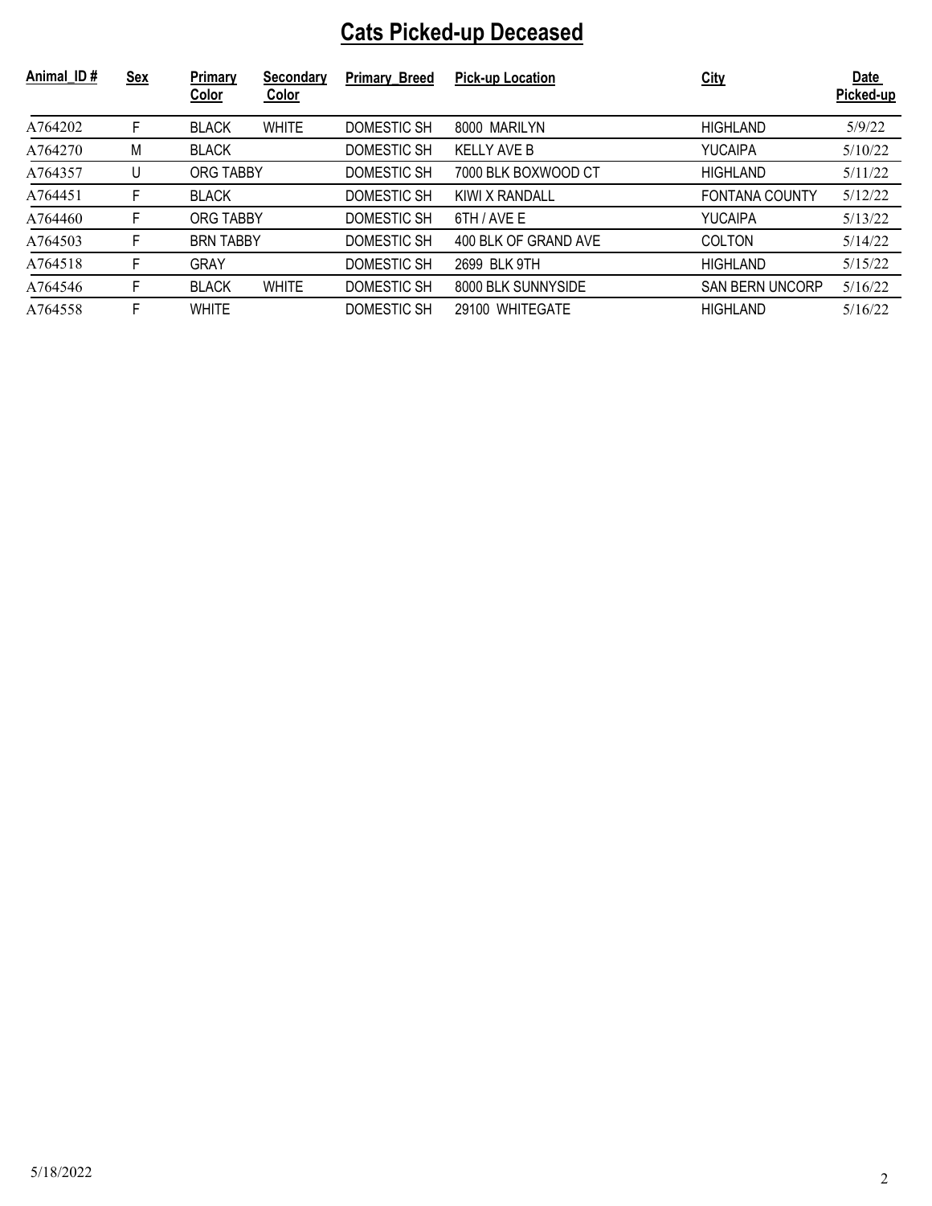## Cats Picked-up Deceased

| Animal_ID # | Sex | Primary Color | Secondary Color | Primary_Breed | Pick-up Location | City | Date Picked-up |
|---|---|---|---|---|---|---|---|
| A764202 | F | BLACK | WHITE | DOMESTIC SH | 8000 MARILYN | HIGHLAND | 5/9/22 |
| A764270 | M | BLACK | | DOMESTIC SH | KELLY AVE B | YUCAIPA | 5/10/22 |
| A764357 | U | ORG TABBY | | DOMESTIC SH | 7000 BLK BOXWOOD CT | HIGHLAND | 5/11/22 |
| A764451 | F | BLACK | | DOMESTIC SH | KIWI X RANDALL | FONTANA COUNTY | 5/12/22 |
| A764460 | F | ORG TABBY | | DOMESTIC SH | 6TH / AVE E | YUCAIPA | 5/13/22 |
| A764503 | F | BRN TABBY | | DOMESTIC SH | 400 BLK OF GRAND AVE | COLTON | 5/14/22 |
| A764518 | F | GRAY | | DOMESTIC SH | 2699 BLK 9TH | HIGHLAND | 5/15/22 |
| A764546 | F | BLACK | WHITE | DOMESTIC SH | 8000 BLK SUNNYSIDE | SAN BERN UNCORP | 5/16/22 |
| A764558 | F | WHITE | | DOMESTIC SH | 29100 WHITEGATE | HIGHLAND | 5/16/22 |